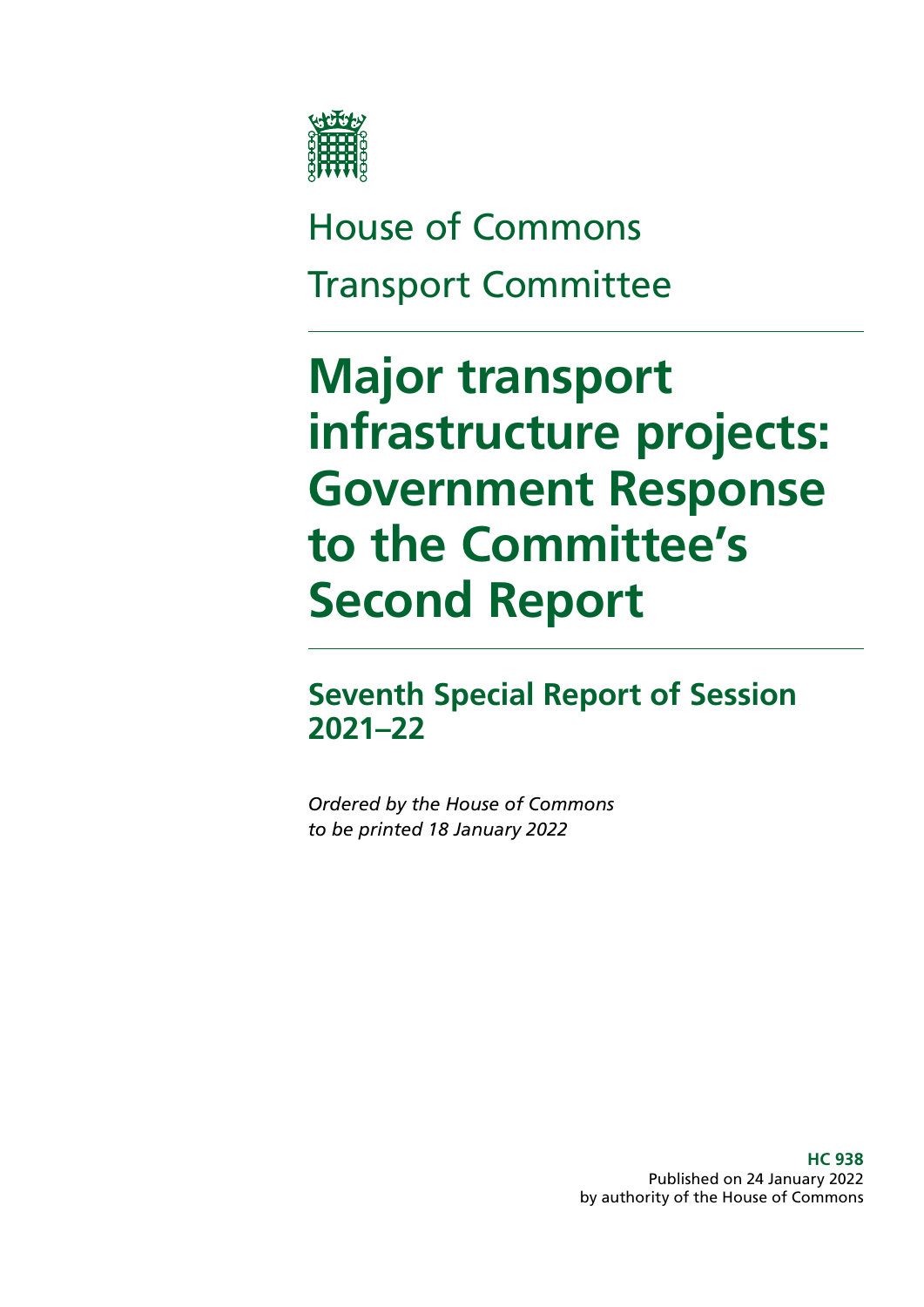House of Commons

Transport Committee

# Major transport infrastructure projects: Government Response to the Committee's Second Report

## Seventh Special Report of Session 2021–22

*Ordered by the House of Commons to be printed 18 January 2022*

**HC 938**
Published on 24 January 2022
by authority of the House of Commons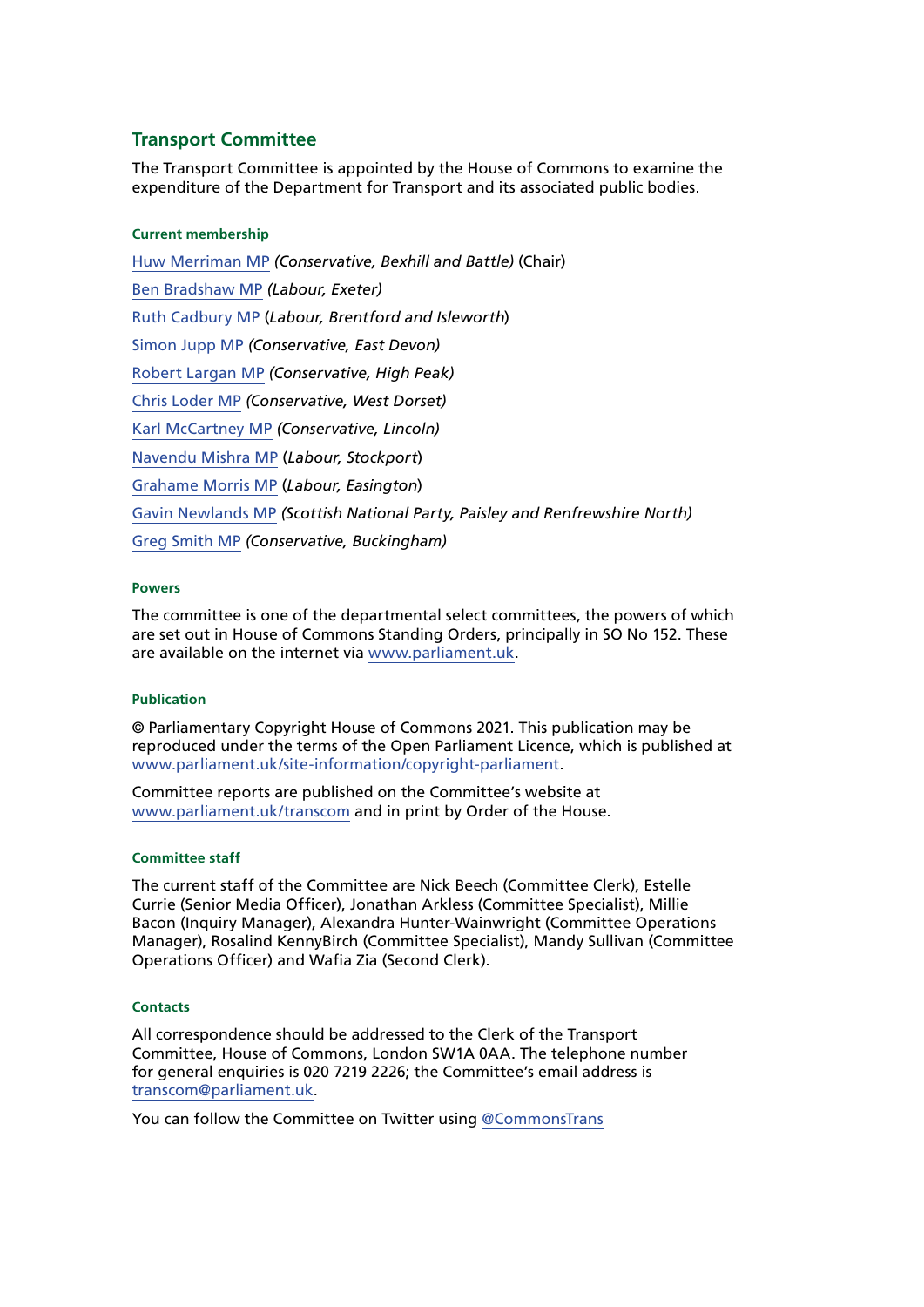## Transport Committee

The Transport Committee is appointed by the House of Commons to examine the expenditure of the Department for Transport and its associated public bodies.

#### Current membership

[Huw Merriman MP](#) *(Conservative, Bexhill and Battle)* (Chair)

[Ben Bradshaw MP](#) *(Labour, Exeter)*

[Ruth Cadbury MP](#) (*Labour, Brentford and Isleworth*)

[Simon Jupp MP](#) *(Conservative, East Devon)*

[Robert Largan MP](#) *(Conservative, High Peak)*

[Chris Loder MP](#) *(Conservative, West Dorset)*

[Karl McCartney MP](#) *(Conservative, Lincoln)*

[Navendu Mishra MP](#) (*Labour, Stockport*)

[Grahame Morris MP](#) (*Labour, Easington*)

[Gavin Newlands MP](#) *(Scottish National Party, Paisley and Renfrewshire North)*

[Greg Smith MP](#) *(Conservative, Buckingham)*

#### Powers

The committee is one of the departmental select committees, the powers of which are set out in House of Commons Standing Orders, principally in SO No 152. These are available on the internet via [www.parliament.uk](#).

#### Publication

© Parliamentary Copyright House of Commons 2021. This publication may be reproduced under the terms of the Open Parliament Licence, which is published at [www.parliament.uk/site-information/copyright-parliament](#).

Committee reports are published on the Committee's website at [www.parliament.uk/transcom](#) and in print by Order of the House.

#### Committee staff

The current staff of the Committee are Nick Beech (Committee Clerk), Estelle Currie (Senior Media Officer), Jonathan Arkless (Committee Specialist), Millie Bacon (Inquiry Manager), Alexandra Hunter-Wainwright (Committee Operations Manager), Rosalind KennyBirch (Committee Specialist), Mandy Sullivan (Committee Operations Officer) and Wafia Zia (Second Clerk).

#### Contacts

All correspondence should be addressed to the Clerk of the Transport Committee, House of Commons, London SW1A 0AA. The telephone number for general enquiries is 020 7219 2226; the Committee's email address is [transcom@parliament.uk](#).

You can follow the Committee on Twitter using [@CommonsTrans](#)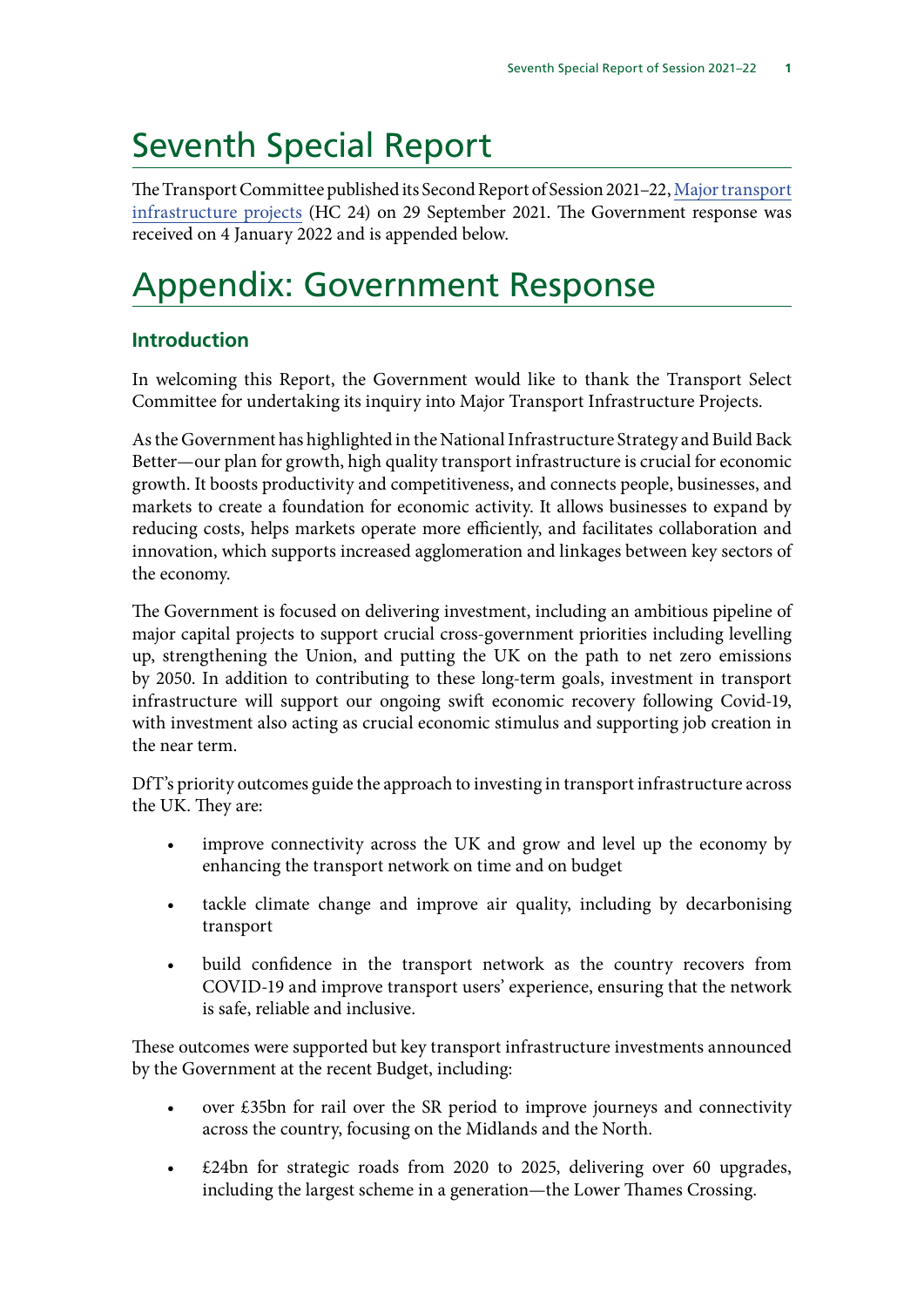# Seventh Special Report

The Transport Committee published its Second Report of Session 2021–22, Major transport infrastructure projects (HC 24) on 29 September 2021. The Government response was received on 4 January 2022 and is appended below.

# Appendix: Government Response

## Introduction

In welcoming this Report, the Government would like to thank the Transport Select Committee for undertaking its inquiry into Major Transport Infrastructure Projects.

As the Government has highlighted in the National Infrastructure Strategy and Build Back Better—our plan for growth, high quality transport infrastructure is crucial for economic growth. It boosts productivity and competitiveness, and connects people, businesses, and markets to create a foundation for economic activity. It allows businesses to expand by reducing costs, helps markets operate more efficiently, and facilitates collaboration and innovation, which supports increased agglomeration and linkages between key sectors of the economy.

The Government is focused on delivering investment, including an ambitious pipeline of major capital projects to support crucial cross-government priorities including levelling up, strengthening the Union, and putting the UK on the path to net zero emissions by 2050. In addition to contributing to these long-term goals, investment in transport infrastructure will support our ongoing swift economic recovery following Covid-19, with investment also acting as crucial economic stimulus and supporting job creation in the near term.

DfT's priority outcomes guide the approach to investing in transport infrastructure across the UK. They are:

- improve connectivity across the UK and grow and level up the economy by enhancing the transport network on time and on budget
- tackle climate change and improve air quality, including by decarbonising transport
- build confidence in the transport network as the country recovers from COVID-19 and improve transport users' experience, ensuring that the network is safe, reliable and inclusive.

These outcomes were supported but key transport infrastructure investments announced by the Government at the recent Budget, including:

- over £35bn for rail over the SR period to improve journeys and connectivity across the country, focusing on the Midlands and the North.
- £24bn for strategic roads from 2020 to 2025, delivering over 60 upgrades, including the largest scheme in a generation—the Lower Thames Crossing.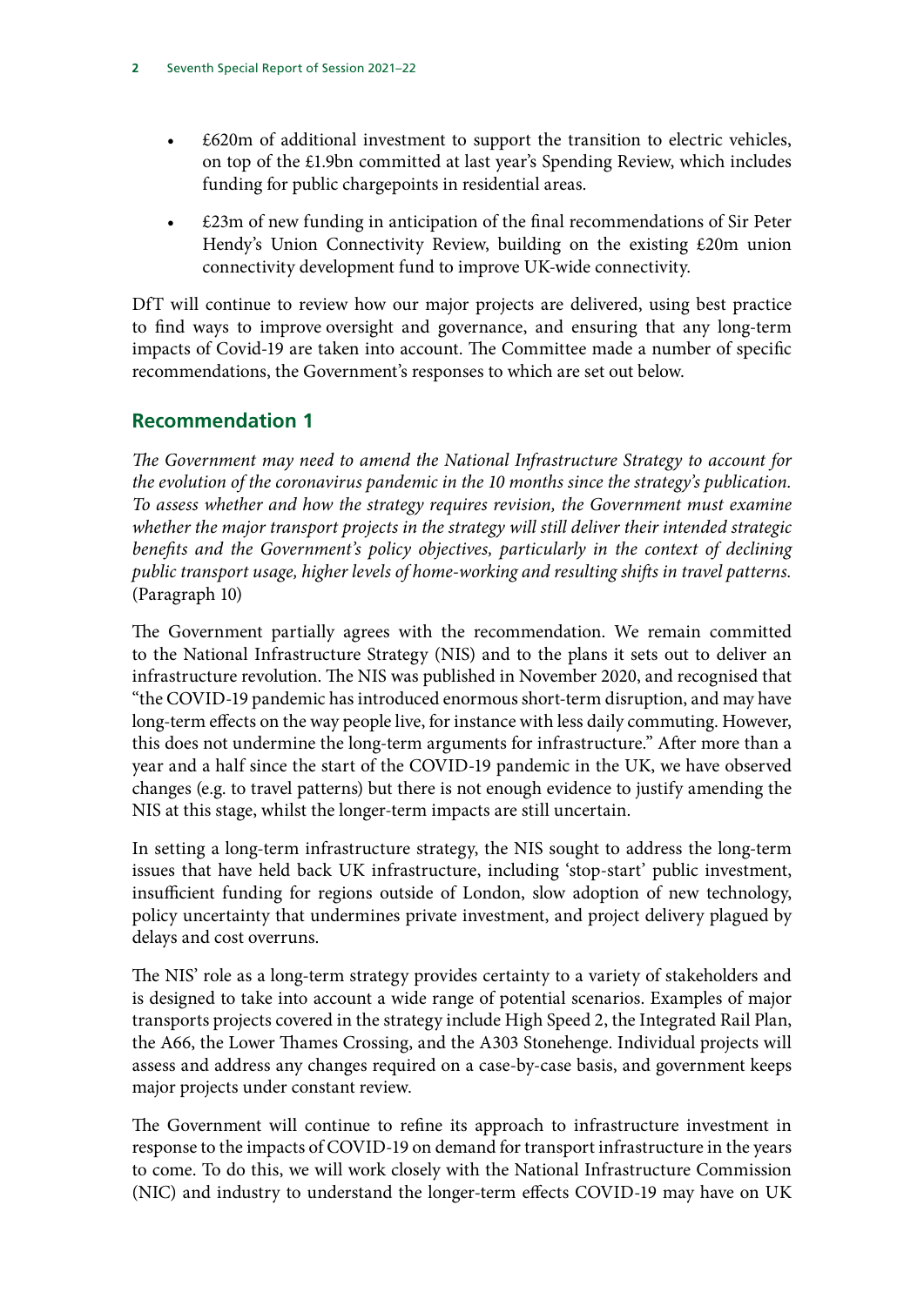- £620m of additional investment to support the transition to electric vehicles, on top of the £1.9bn committed at last year's Spending Review, which includes funding for public chargepoints in residential areas.
- £23m of new funding in anticipation of the final recommendations of Sir Peter Hendy's Union Connectivity Review, building on the existing £20m union connectivity development fund to improve UK-wide connectivity.

DfT will continue to review how our major projects are delivered, using best practice to find ways to improve oversight and governance, and ensuring that any long-term impacts of Covid-19 are taken into account. The Committee made a number of specific recommendations, the Government's responses to which are set out below.

## Recommendation 1

*The Government may need to amend the National Infrastructure Strategy to account for the evolution of the coronavirus pandemic in the 10 months since the strategy's publication. To assess whether and how the strategy requires revision, the Government must examine whether the major transport projects in the strategy will still deliver their intended strategic benefits and the Government's policy objectives, particularly in the context of declining public transport usage, higher levels of home-working and resulting shifts in travel patterns.* (Paragraph 10)

The Government partially agrees with the recommendation. We remain committed to the National Infrastructure Strategy (NIS) and to the plans it sets out to deliver an infrastructure revolution. The NIS was published in November 2020, and recognised that "the COVID-19 pandemic has introduced enormous short-term disruption, and may have long-term effects on the way people live, for instance with less daily commuting. However, this does not undermine the long-term arguments for infrastructure." After more than a year and a half since the start of the COVID-19 pandemic in the UK, we have observed changes (e.g. to travel patterns) but there is not enough evidence to justify amending the NIS at this stage, whilst the longer-term impacts are still uncertain.

In setting a long-term infrastructure strategy, the NIS sought to address the long-term issues that have held back UK infrastructure, including 'stop-start' public investment, insufficient funding for regions outside of London, slow adoption of new technology, policy uncertainty that undermines private investment, and project delivery plagued by delays and cost overruns.

The NIS' role as a long-term strategy provides certainty to a variety of stakeholders and is designed to take into account a wide range of potential scenarios. Examples of major transports projects covered in the strategy include High Speed 2, the Integrated Rail Plan, the A66, the Lower Thames Crossing, and the A303 Stonehenge. Individual projects will assess and address any changes required on a case-by-case basis, and government keeps major projects under constant review.

The Government will continue to refine its approach to infrastructure investment in response to the impacts of COVID-19 on demand for transport infrastructure in the years to come. To do this, we will work closely with the National Infrastructure Commission (NIC) and industry to understand the longer-term effects COVID-19 may have on UK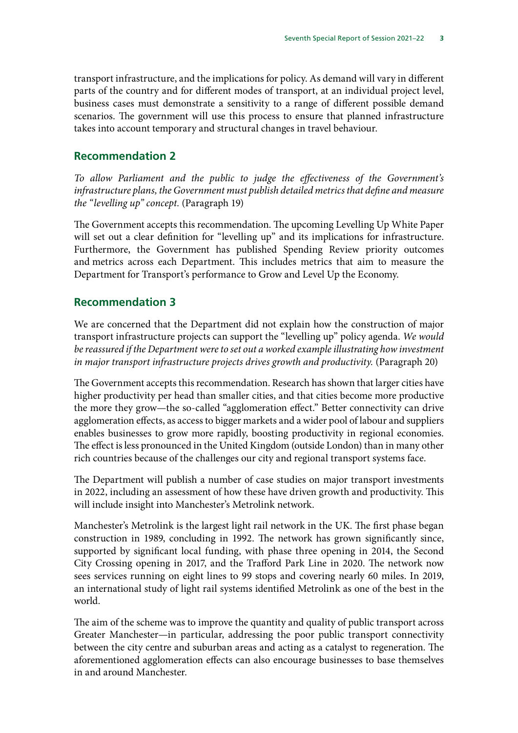transport infrastructure, and the implications for policy. As demand will vary in different parts of the country and for different modes of transport, at an individual project level, business cases must demonstrate a sensitivity to a range of different possible demand scenarios. The government will use this process to ensure that planned infrastructure takes into account temporary and structural changes in travel behaviour.

## Recommendation 2

*To allow Parliament and the public to judge the effectiveness of the Government's infrastructure plans, the Government must publish detailed metrics that define and measure the "levelling up" concept.* (Paragraph 19)

The Government accepts this recommendation. The upcoming Levelling Up White Paper will set out a clear definition for "levelling up" and its implications for infrastructure. Furthermore, the Government has published Spending Review priority outcomes and metrics across each Department. This includes metrics that aim to measure the Department for Transport's performance to Grow and Level Up the Economy.

## Recommendation 3

We are concerned that the Department did not explain how the construction of major transport infrastructure projects can support the "levelling up" policy agenda. *We would be reassured if the Department were to set out a worked example illustrating how investment in major transport infrastructure projects drives growth and productivity.* (Paragraph 20)

The Government accepts this recommendation. Research has shown that larger cities have higher productivity per head than smaller cities, and that cities become more productive the more they grow—the so-called "agglomeration effect." Better connectivity can drive agglomeration effects, as access to bigger markets and a wider pool of labour and suppliers enables businesses to grow more rapidly, boosting productivity in regional economies. The effect is less pronounced in the United Kingdom (outside London) than in many other rich countries because of the challenges our city and regional transport systems face.

The Department will publish a number of case studies on major transport investments in 2022, including an assessment of how these have driven growth and productivity. This will include insight into Manchester's Metrolink network.

Manchester's Metrolink is the largest light rail network in the UK. The first phase began construction in 1989, concluding in 1992. The network has grown significantly since, supported by significant local funding, with phase three opening in 2014, the Second City Crossing opening in 2017, and the Trafford Park Line in 2020. The network now sees services running on eight lines to 99 stops and covering nearly 60 miles. In 2019, an international study of light rail systems identified Metrolink as one of the best in the world.

The aim of the scheme was to improve the quantity and quality of public transport across Greater Manchester—in particular, addressing the poor public transport connectivity between the city centre and suburban areas and acting as a catalyst to regeneration. The aforementioned agglomeration effects can also encourage businesses to base themselves in and around Manchester.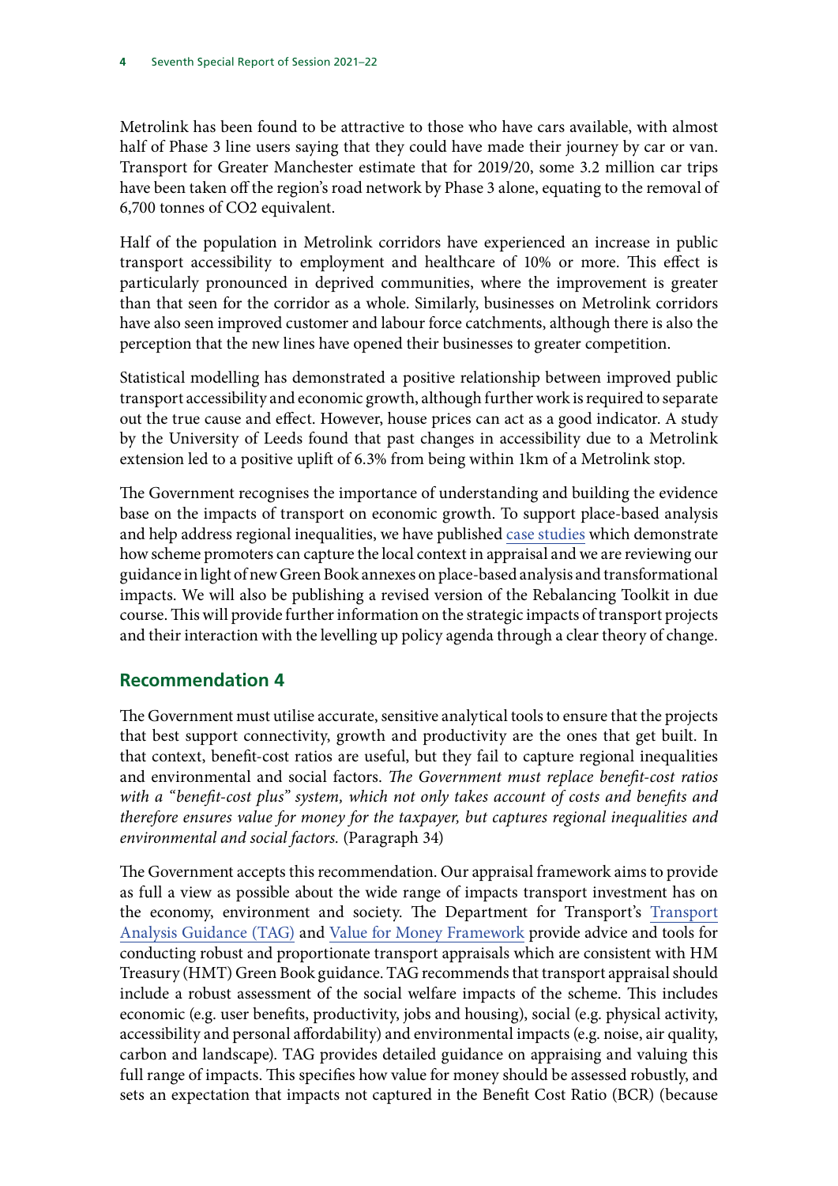Metrolink has been found to be attractive to those who have cars available, with almost half of Phase 3 line users saying that they could have made their journey by car or van. Transport for Greater Manchester estimate that for 2019/20, some 3.2 million car trips have been taken off the region's road network by Phase 3 alone, equating to the removal of 6,700 tonnes of $CO_2$ equivalent.

Half of the population in Metrolink corridors have experienced an increase in public transport accessibility to employment and healthcare of 10% or more. This effect is particularly pronounced in deprived communities, where the improvement is greater than that seen for the corridor as a whole. Similarly, businesses on Metrolink corridors have also seen improved customer and labour force catchments, although there is also the perception that the new lines have opened their businesses to greater competition.

Statistical modelling has demonstrated a positive relationship between improved public transport accessibility and economic growth, although further work is required to separate out the true cause and effect. However, house prices can act as a good indicator. A study by the University of Leeds found that past changes in accessibility due to a Metrolink extension led to a positive uplift of 6.3% from being within 1km of a Metrolink stop.

The Government recognises the importance of understanding and building the evidence base on the impacts of transport on economic growth. To support place-based analysis and help address regional inequalities, we have published case studies which demonstrate how scheme promoters can capture the local context in appraisal and we are reviewing our guidance in light of new Green Book annexes on place-based analysis and transformational impacts. We will also be publishing a revised version of the Rebalancing Toolkit in due course. This will provide further information on the strategic impacts of transport projects and their interaction with the levelling up policy agenda through a clear theory of change.

## Recommendation 4

The Government must utilise accurate, sensitive analytical tools to ensure that the projects that best support connectivity, growth and productivity are the ones that get built. In that context, benefit-cost ratios are useful, but they fail to capture regional inequalities and environmental and social factors. *The Government must replace benefit-cost ratios with a "benefit-cost plus" system, which not only takes account of costs and benefits and therefore ensures value for money for the taxpayer, but captures regional inequalities and environmental and social factors.* (Paragraph 34)

The Government accepts this recommendation. Our appraisal framework aims to provide as full a view as possible about the wide range of impacts transport investment has on the economy, environment and society. The Department for Transport's Transport Analysis Guidance (TAG) and Value for Money Framework provide advice and tools for conducting robust and proportionate transport appraisals which are consistent with HM Treasury (HMT) Green Book guidance. TAG recommends that transport appraisal should include a robust assessment of the social welfare impacts of the scheme. This includes economic (e.g. user benefits, productivity, jobs and housing), social (e.g. physical activity, accessibility and personal affordability) and environmental impacts (e.g. noise, air quality, carbon and landscape). TAG provides detailed guidance on appraising and valuing this full range of impacts. This specifies how value for money should be assessed robustly, and sets an expectation that impacts not captured in the Benefit Cost Ratio (BCR) (because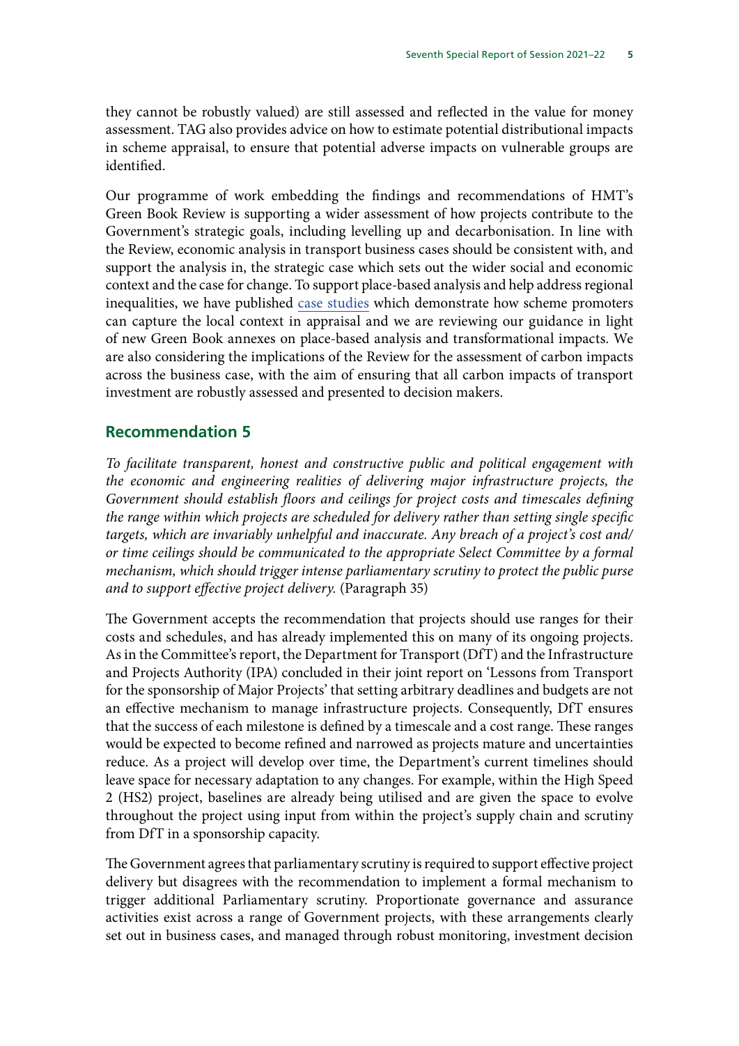they cannot be robustly valued) are still assessed and reflected in the value for money assessment. TAG also provides advice on how to estimate potential distributional impacts in scheme appraisal, to ensure that potential adverse impacts on vulnerable groups are identified.

Our programme of work embedding the findings and recommendations of HMT's Green Book Review is supporting a wider assessment of how projects contribute to the Government's strategic goals, including levelling up and decarbonisation. In line with the Review, economic analysis in transport business cases should be consistent with, and support the analysis in, the strategic case which sets out the wider social and economic context and the case for change. To support place-based analysis and help address regional inequalities, we have published case studies which demonstrate how scheme promoters can capture the local context in appraisal and we are reviewing our guidance in light of new Green Book annexes on place-based analysis and transformational impacts. We are also considering the implications of the Review for the assessment of carbon impacts across the business case, with the aim of ensuring that all carbon impacts of transport investment are robustly assessed and presented to decision makers.

## Recommendation 5

*To facilitate transparent, honest and constructive public and political engagement with the economic and engineering realities of delivering major infrastructure projects, the Government should establish floors and ceilings for project costs and timescales defining the range within which projects are scheduled for delivery rather than setting single specific targets, which are invariably unhelpful and inaccurate. Any breach of a project's cost and/or time ceilings should be communicated to the appropriate Select Committee by a formal mechanism, which should trigger intense parliamentary scrutiny to protect the public purse and to support effective project delivery.* (Paragraph 35)

The Government accepts the recommendation that projects should use ranges for their costs and schedules, and has already implemented this on many of its ongoing projects. As in the Committee's report, the Department for Transport (DfT) and the Infrastructure and Projects Authority (IPA) concluded in their joint report on 'Lessons from Transport for the sponsorship of Major Projects' that setting arbitrary deadlines and budgets are not an effective mechanism to manage infrastructure projects. Consequently, DfT ensures that the success of each milestone is defined by a timescale and a cost range. These ranges would be expected to become refined and narrowed as projects mature and uncertainties reduce. As a project will develop over time, the Department's current timelines should leave space for necessary adaptation to any changes. For example, within the High Speed 2 (HS2) project, baselines are already being utilised and are given the space to evolve throughout the project using input from within the project's supply chain and scrutiny from DfT in a sponsorship capacity.

The Government agrees that parliamentary scrutiny is required to support effective project delivery but disagrees with the recommendation to implement a formal mechanism to trigger additional Parliamentary scrutiny. Proportionate governance and assurance activities exist across a range of Government projects, with these arrangements clearly set out in business cases, and managed through robust monitoring, investment decision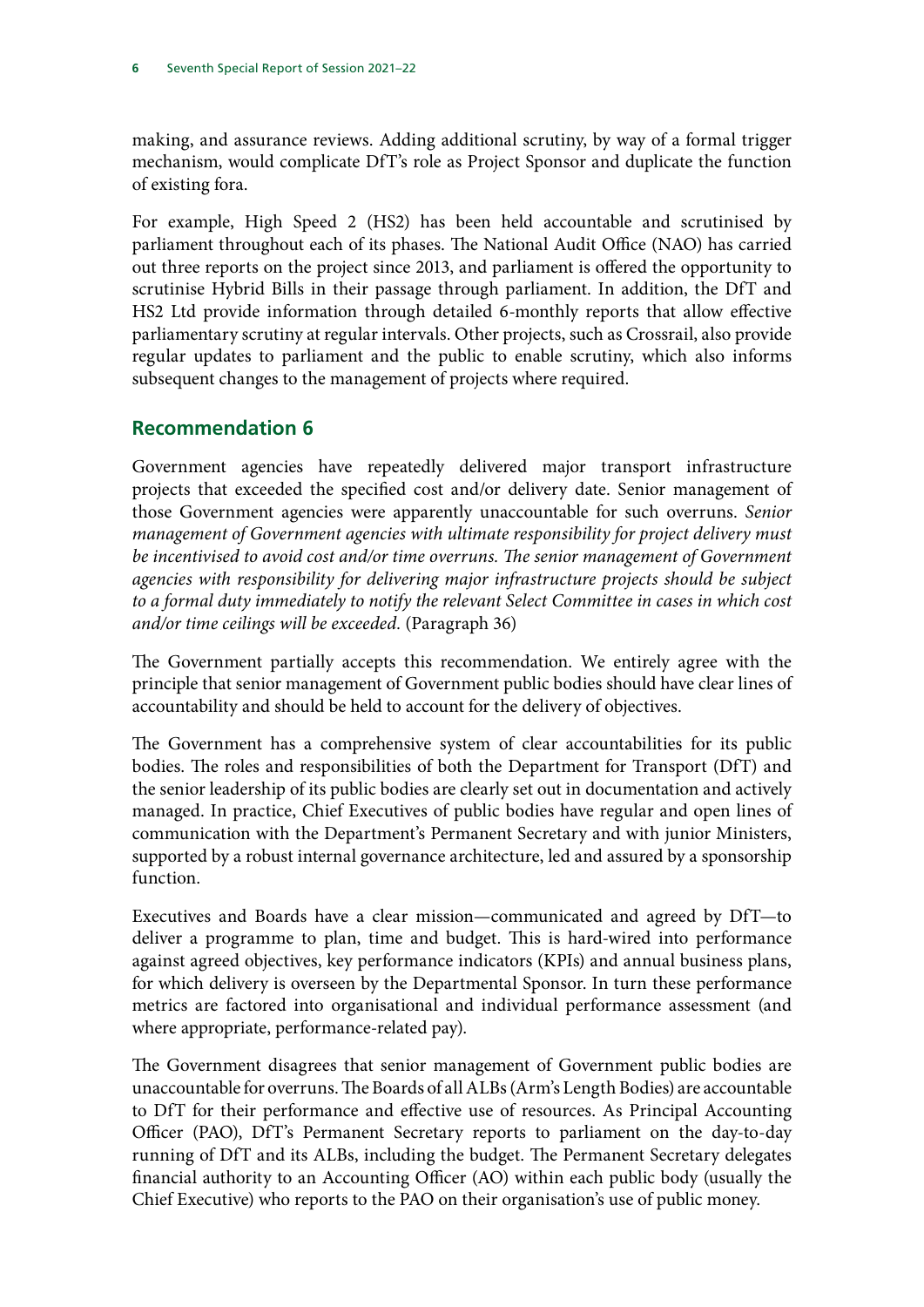making, and assurance reviews. Adding additional scrutiny, by way of a formal trigger mechanism, would complicate DfT's role as Project Sponsor and duplicate the function of existing fora.

For example, High Speed 2 (HS2) has been held accountable and scrutinised by parliament throughout each of its phases. The National Audit Office (NAO) has carried out three reports on the project since 2013, and parliament is offered the opportunity to scrutinise Hybrid Bills in their passage through parliament. In addition, the DfT and HS2 Ltd provide information through detailed 6-monthly reports that allow effective parliamentary scrutiny at regular intervals. Other projects, such as Crossrail, also provide regular updates to parliament and the public to enable scrutiny, which also informs subsequent changes to the management of projects where required.

## Recommendation 6

Government agencies have repeatedly delivered major transport infrastructure projects that exceeded the specified cost and/or delivery date. Senior management of those Government agencies were apparently unaccountable for such overruns. *Senior management of Government agencies with ultimate responsibility for project delivery must be incentivised to avoid cost and/or time overruns. The senior management of Government agencies with responsibility for delivering major infrastructure projects should be subject to a formal duty immediately to notify the relevant Select Committee in cases in which cost and/or time ceilings will be exceeded.* (Paragraph 36)

The Government partially accepts this recommendation. We entirely agree with the principle that senior management of Government public bodies should have clear lines of accountability and should be held to account for the delivery of objectives.

The Government has a comprehensive system of clear accountabilities for its public bodies. The roles and responsibilities of both the Department for Transport (DfT) and the senior leadership of its public bodies are clearly set out in documentation and actively managed. In practice, Chief Executives of public bodies have regular and open lines of communication with the Department's Permanent Secretary and with junior Ministers, supported by a robust internal governance architecture, led and assured by a sponsorship function.

Executives and Boards have a clear mission—communicated and agreed by DfT—to deliver a programme to plan, time and budget. This is hard-wired into performance against agreed objectives, key performance indicators (KPIs) and annual business plans, for which delivery is overseen by the Departmental Sponsor. In turn these performance metrics are factored into organisational and individual performance assessment (and where appropriate, performance-related pay).

The Government disagrees that senior management of Government public bodies are unaccountable for overruns. The Boards of all ALBs (Arm's Length Bodies) are accountable to DfT for their performance and effective use of resources. As Principal Accounting Officer (PAO), DfT's Permanent Secretary reports to parliament on the day-to-day running of DfT and its ALBs, including the budget. The Permanent Secretary delegates financial authority to an Accounting Officer (AO) within each public body (usually the Chief Executive) who reports to the PAO on their organisation's use of public money.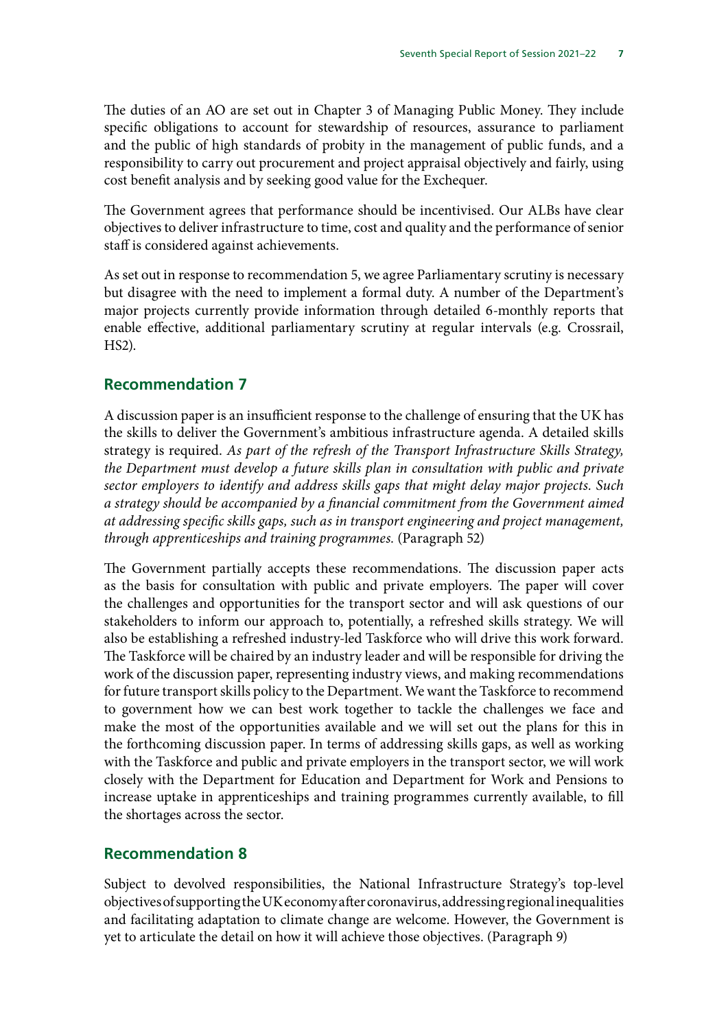The duties of an AO are set out in Chapter 3 of Managing Public Money. They include specific obligations to account for stewardship of resources, assurance to parliament and the public of high standards of probity in the management of public funds, and a responsibility to carry out procurement and project appraisal objectively and fairly, using cost benefit analysis and by seeking good value for the Exchequer.

The Government agrees that performance should be incentivised. Our ALBs have clear objectives to deliver infrastructure to time, cost and quality and the performance of senior staff is considered against achievements.

As set out in response to recommendation 5, we agree Parliamentary scrutiny is necessary but disagree with the need to implement a formal duty. A number of the Department's major projects currently provide information through detailed 6-monthly reports that enable effective, additional parliamentary scrutiny at regular intervals (e.g. Crossrail, HS2).

## Recommendation 7

A discussion paper is an insufficient response to the challenge of ensuring that the UK has the skills to deliver the Government's ambitious infrastructure agenda. A detailed skills strategy is required. *As part of the refresh of the Transport Infrastructure Skills Strategy, the Department must develop a future skills plan in consultation with public and private sector employers to identify and address skills gaps that might delay major projects. Such a strategy should be accompanied by a financial commitment from the Government aimed at addressing specific skills gaps, such as in transport engineering and project management, through apprenticeships and training programmes.* (Paragraph 52)

The Government partially accepts these recommendations. The discussion paper acts as the basis for consultation with public and private employers. The paper will cover the challenges and opportunities for the transport sector and will ask questions of our stakeholders to inform our approach to, potentially, a refreshed skills strategy. We will also be establishing a refreshed industry-led Taskforce who will drive this work forward. The Taskforce will be chaired by an industry leader and will be responsible for driving the work of the discussion paper, representing industry views, and making recommendations for future transport skills policy to the Department. We want the Taskforce to recommend to government how we can best work together to tackle the challenges we face and make the most of the opportunities available and we will set out the plans for this in the forthcoming discussion paper. In terms of addressing skills gaps, as well as working with the Taskforce and public and private employers in the transport sector, we will work closely with the Department for Education and Department for Work and Pensions to increase uptake in apprenticeships and training programmes currently available, to fill the shortages across the sector.

## Recommendation 8

Subject to devolved responsibilities, the National Infrastructure Strategy's top-level objectives of supporting the UK economy after coronavirus, addressing regional inequalities and facilitating adaptation to climate change are welcome. However, the Government is yet to articulate the detail on how it will achieve those objectives. (Paragraph 9)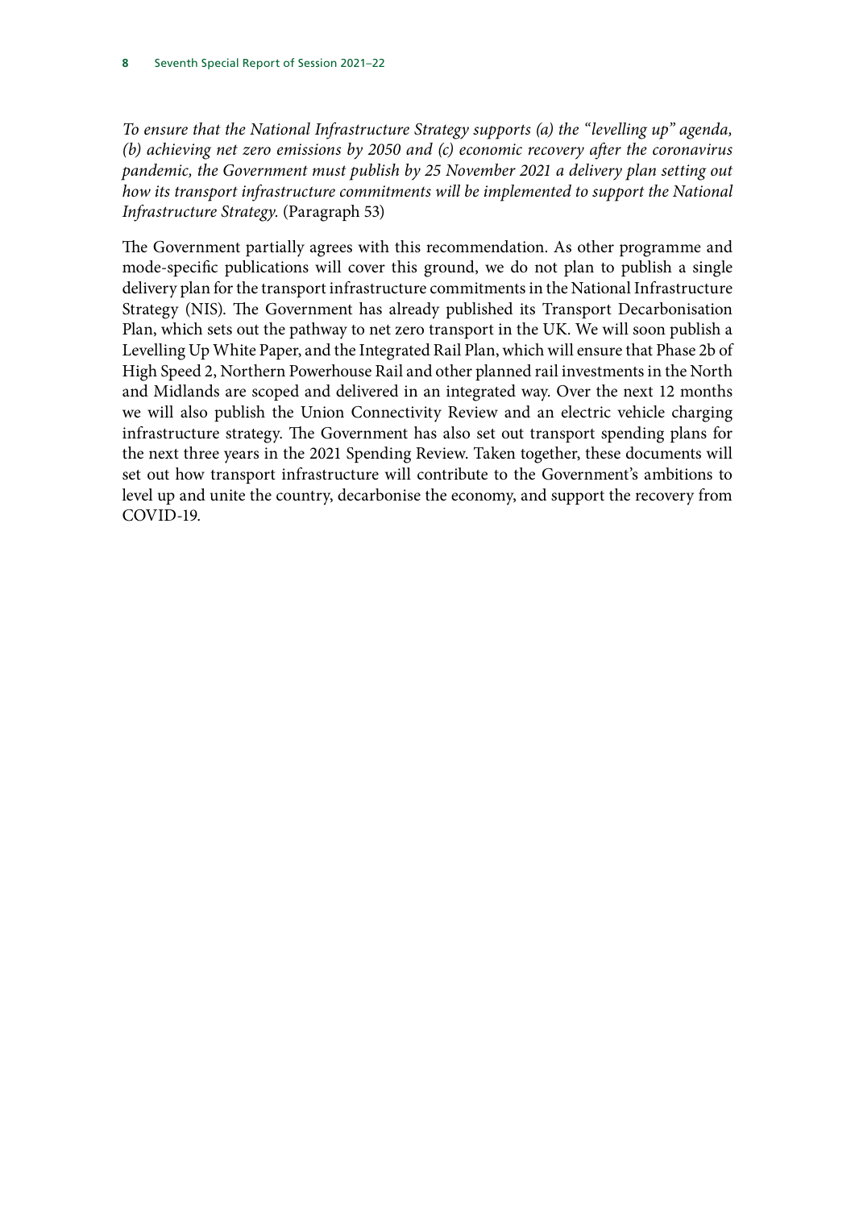*To ensure that the National Infrastructure Strategy supports (a) the "levelling up" agenda, (b) achieving net zero emissions by 2050 and (c) economic recovery after the coronavirus pandemic, the Government must publish by 25 November 2021 a delivery plan setting out how its transport infrastructure commitments will be implemented to support the National Infrastructure Strategy.* (Paragraph 53)

The Government partially agrees with this recommendation. As other programme and mode-specific publications will cover this ground, we do not plan to publish a single delivery plan for the transport infrastructure commitments in the National Infrastructure Strategy (NIS). The Government has already published its Transport Decarbonisation Plan, which sets out the pathway to net zero transport in the UK. We will soon publish a Levelling Up White Paper, and the Integrated Rail Plan, which will ensure that Phase 2b of High Speed 2, Northern Powerhouse Rail and other planned rail investments in the North and Midlands are scoped and delivered in an integrated way. Over the next 12 months we will also publish the Union Connectivity Review and an electric vehicle charging infrastructure strategy. The Government has also set out transport spending plans for the next three years in the 2021 Spending Review. Taken together, these documents will set out how transport infrastructure will contribute to the Government's ambitions to level up and unite the country, decarbonise the economy, and support the recovery from COVID-19.